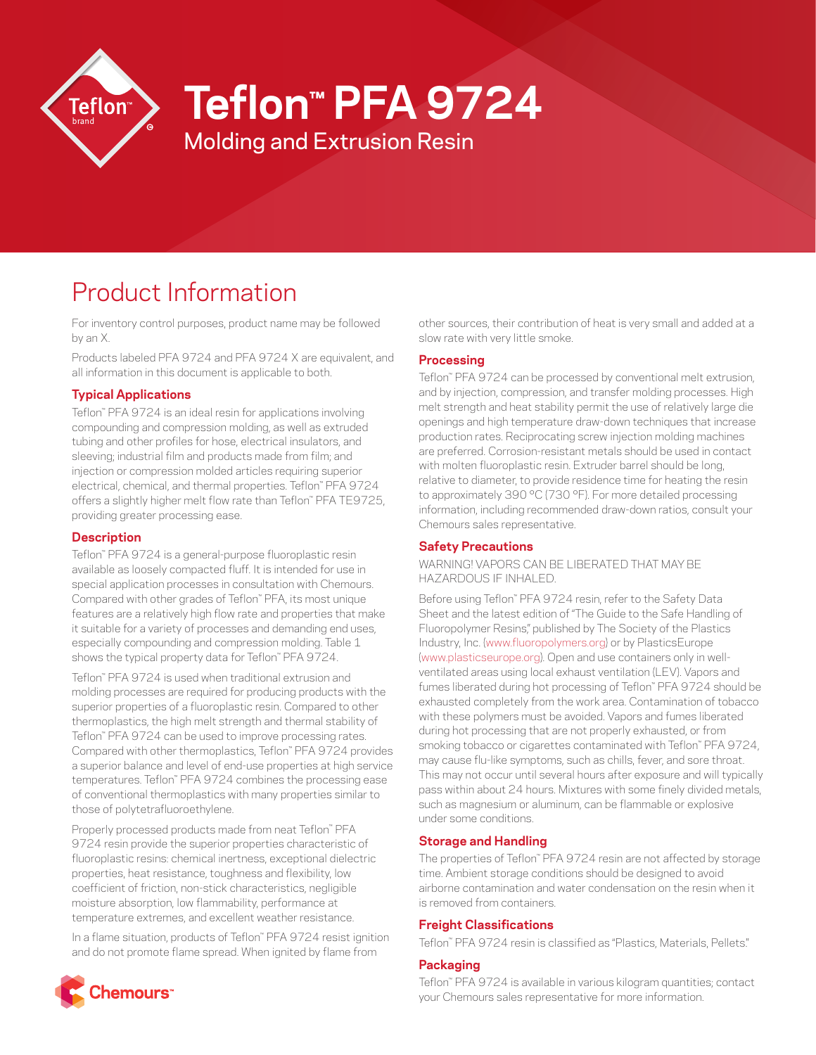# Teflon™ PFA 9724

## Molding and Extrusion Resin

## Product Information

For inventory control purposes, product name may be followed by an X.

Products labeled PFA 9724 and PFA 9724 X are equivalent, and all information in this document is applicable to both.

### Typical Applications

Teflon™ PFA 9724 is an ideal resin for applications involving compounding and compression molding, as well as extruded tubing and other profiles for hose, electrical insulators, and sleeving; industrial film and products made from film; and injection or compression molded articles requiring superior electrical, chemical, and thermal properties. Teflon™ PFA 9724 offers a slightly higher melt flow rate than Teflon™ PFA TE9725, providing greater processing ease.

### Description

Teflon™ PFA 9724 is a general-purpose fluoroplastic resin available as loosely compacted fluff. It is intended for use in special application processes in consultation with Chemours. Compared with other grades of Teflon™ PFA, its most unique features are a relatively high flow rate and properties that make it suitable for a variety of processes and demanding end uses, especially compounding and compression molding. Table 1 shows the typical property data for Teflon™ PFA 9724.

Teflon™ PFA 9724 is used when traditional extrusion and molding processes are required for producing products with the superior properties of a fluoroplastic resin. Compared to other thermoplastics, the high melt strength and thermal stability of Teflon™ PFA 9724 can be used to improve processing rates. Compared with other thermoplastics, Teflon™ PFA 9724 provides a superior balance and level of end-use properties at high service temperatures. Teflon™ PFA 9724 combines the processing ease of conventional thermoplastics with many properties similar to those of polytetrafluoroethylene.

Properly processed products made from neat Teflon™ PFA 9724 resin provide the superior properties characteristic of fluoroplastic resins: chemical inertness, exceptional dielectric properties, heat resistance, toughness and flexibility, low coefficient of friction, non-stick characteristics, negligible moisture absorption, low flammability, performance at temperature extremes, and excellent weather resistance.

In a flame situation, products of Teflon™ PFA 9724 resist ignition and do not promote flame spread. When ignited by flame from other sources, their contribution of heat is very small and added at a slow rate with very little smoke.

### Processing

Teflon™ PFA 9724 can be processed by conventional melt extrusion, and by injection, compression, and transfer molding processes. High melt strength and heat stability permit the use of relatively large die openings and high temperature draw-down techniques that increase production rates. Reciprocating screw injection molding machines are preferred. Corrosion-resistant metals should be used in contact with molten fluoroplastic resin. Extruder barrel should be long, relative to diameter, to provide residence time for heating the resin to approximately 390 °C (730 °F). For more detailed processing information, including recommended draw-down ratios, consult your Chemours sales representative.

### Safety Precautions

WARNING! VAPORS CAN BE LIBERATED THAT MAY BE HAZARDOUS IF INHALED.

Before using Teflon™ PFA 9724 resin, refer to the Safety Data Sheet and the latest edition of "The Guide to the Safe Handling of Fluoropolymer Resins," published by The Society of the Plastics Industry, Inc. (www.fluoropolymers.org) or by PlasticsEurope (www.plasticseurope.org). Open and use containers only in well-ventilated areas using local exhaust ventilation (LEV). Vapors and fumes liberated during hot processing of Teflon™ PFA 9724 should be exhausted completely from the work area. Contamination of tobacco with these polymers must be avoided. Vapors and fumes liberated during hot processing that are not properly exhausted, or from smoking tobacco or cigarettes contaminated with Teflon™ PFA 9724, may cause flu-like symptoms, such as chills, fever, and sore throat. This may not occur until several hours after exposure and will typically pass within about 24 hours. Mixtures with some finely divided metals, such as magnesium or aluminum, can be flammable or explosive under some conditions.

### Storage and Handling

The properties of Teflon™ PFA 9724 resin are not affected by storage time. Ambient storage conditions should be designed to avoid airborne contamination and water condensation on the resin when it is removed from containers.

### Freight Classifications

Teflon™ PFA 9724 resin is classified as "Plastics, Materials, Pellets."

### Packaging

Teflon™ PFA 9724 is available in various kilogram quantities; contact your Chemours sales representative for more information.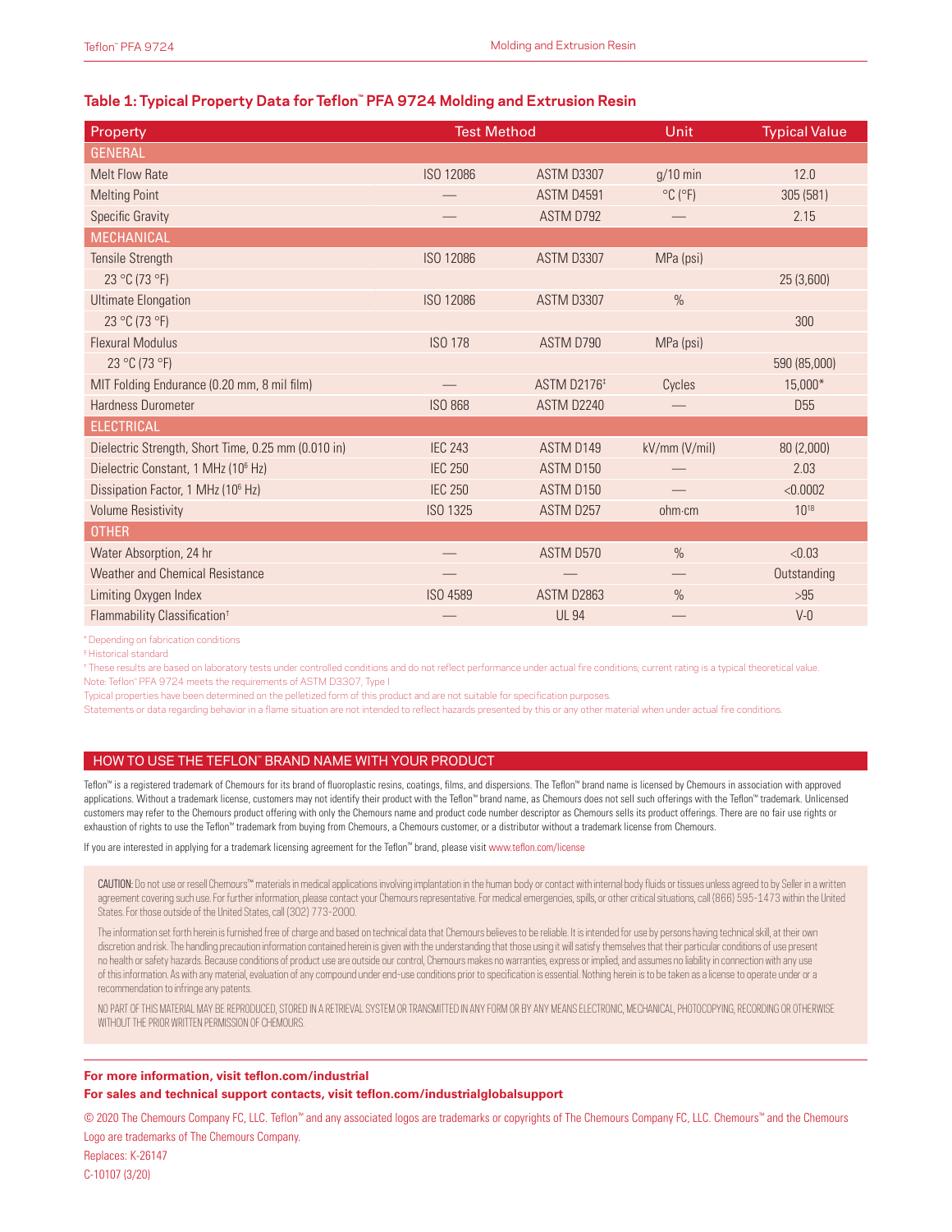## Table 1: Typical Property Data for Teflon™ PFA 9724 Molding and Extrusion Resin

| Property | Test Method | | Unit | Typical Value |
|---|---|---|---|---|
| **GENERAL** | | | | |
| Melt Flow Rate | ISO 12086 | ASTM D3307 | g/10 min | 12.0 |
| Melting Point | — | ASTM D4591 | °C (°F) | 305 (581) |
| Specific Gravity | — | ASTM D792 | — | 2.15 |
| **MECHANICAL** | | | | |
| Tensile Strength | ISO 12086 | ASTM D3307 | MPa (psi) | |
| 23 °C (73 °F) | | | | 25 (3,600) |
| Ultimate Elongation | ISO 12086 | ASTM D3307 | % | |
| 23 °C (73 °F) | | | | 300 |
| Flexural Modulus | ISO 178 | ASTM D790 | MPa (psi) | |
| 23 °C (73 °F) | | | | 590 (85,000) |
| MIT Folding Endurance (0.20 mm, 8 mil film) | — | ASTM D2176‡ | Cycles | 15,000* |
| Hardness Durometer | ISO 868 | ASTM D2240 | — | D55 |
| **ELECTRICAL** | | | | |
| Dielectric Strength, Short Time, 0.25 mm (0.010 in) | IEC 243 | ASTM D149 | kV/mm (V/mil) | 80 (2,000) |
| Dielectric Constant, 1 MHz ($10^6$ Hz) | IEC 250 | ASTM D150 | — | 2.03 |
| Dissipation Factor, 1 MHz ($10^6$ Hz) | IEC 250 | ASTM D150 | — | <0.0002 |
| Volume Resistivity | ISO 1325 | ASTM D257 | ohm·cm | $10^{18}$ |
| **OTHER** | | | | |
| Water Absorption, 24 hr | — | ASTM D570 | % | <0.03 |
| Weather and Chemical Resistance | — | — | — | Outstanding |
| Limiting Oxygen Index | ISO 4589 | ASTM D2863 | % | >95 |
| Flammability Classification† | — | UL 94 | — | V-0 |

\* Depending on fabrication conditions
‡ Historical standard
† These results are based on laboratory tests under controlled conditions and do not reflect performance under actual fire conditions; current rating is a typical theoretical value.
Note: Teflon™ PFA 9724 meets the requirements of ASTM D3307, Type I
Typical properties have been determined on the pelletized form of this product and are not suitable for specification purposes.
Statements or data regarding behavior in a flame situation are not intended to reflect hazards presented by this or any other material when under actual fire conditions.

## HOW TO USE THE TEFLON™ BRAND NAME WITH YOUR PRODUCT

Teflon™ is a registered trademark of Chemours for its brand of fluoroplastic resins, coatings, films, and dispersions. The Teflon™ brand name is licensed by Chemours in association with approved applications. Without a trademark license, customers may not identify their product with the Teflon™ brand name, as Chemours does not sell such offerings with the Teflon™ trademark. Unlicensed customers may refer to the Chemours product offering with only the Chemours name and product code number descriptor as Chemours sells its product offerings. There are no fair use rights or exhaustion of rights to use the Teflon™ trademark from buying from Chemours, a Chemours customer, or a distributor without a trademark license from Chemours.

If you are interested in applying for a trademark licensing agreement for the Teflon™ brand, please visit www.teflon.com/license

CAUTION: Do not use or resell Chemours™ materials in medical applications involving implantation in the human body or contact with internal body fluids or tissues unless agreed to by Seller in a written agreement covering such use. For further information, please contact your Chemours representative. For medical emergencies, spills, or other critical situations, call (866) 595-1473 within the United States. For those outside of the United States, call (302) 773-2000.

The information set forth herein is furnished free of charge and based on technical data that Chemours believes to be reliable. It is intended for use by persons having technical skill, at their own discretion and risk. The handling precaution information contained herein is given with the understanding that those using it will satisfy themselves that their particular conditions of use present no health or safety hazards. Because conditions of product use are outside our control, Chemours makes no warranties, express or implied, and assumes no liability in connection with any use of this information. As with any material, evaluation of any compound under end-use conditions prior to specification is essential. Nothing herein is to be taken as a license to operate under or a recommendation to infringe any patents.

NO PART OF THIS MATERIAL MAY BE REPRODUCED, STORED IN A RETRIEVAL SYSTEM OR TRANSMITTED IN ANY FORM OR BY ANY MEANS ELECTRONIC, MECHANICAL, PHOTOCOPYING, RECORDING OR OTHERWISE WITHOUT THE PRIOR WRITTEN PERMISSION OF CHEMOURS.

**For more information, visit teflon.com/industrial**
**For sales and technical support contacts, visit teflon.com/industrialglobalsupport**

© 2020 The Chemours Company FC, LLC. Teflon™ and any associated logos are trademarks or copyrights of The Chemours Company FC, LLC. Chemours™ and the Chemours Logo are trademarks of The Chemours Company.

Replaces: K-26147

C-10107 (3/20)